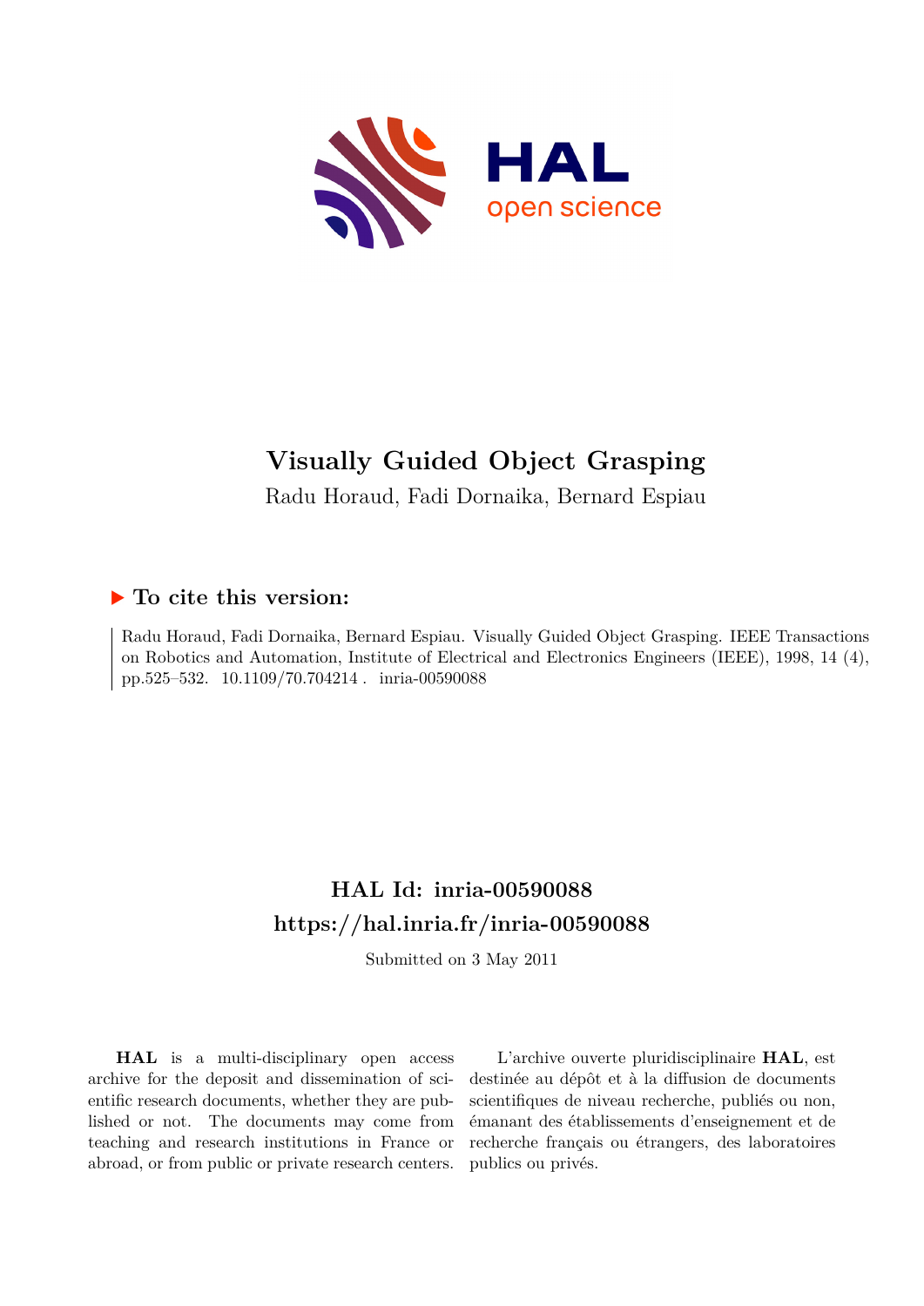# Visually Guided Object Grasping

Radu Horaud, Fadi Dornaika, Bernard Espiau

## ▶ To cite this version:

Radu Horaud, Fadi Dornaika, Bernard Espiau. Visually Guided Object Grasping. IEEE Transactions on Robotics and Automation, Institute of Electrical and Electronics Engineers (IEEE), 1998, 14 (4), pp.525–532. 10.1109/70.704214 . inria-00590088

## HAL Id: inria-00590088

## https://hal.inria.fr/inria-00590088

Submitted on 3 May 2011

**HAL** is a multi-disciplinary open access archive for the deposit and dissemination of scientific research documents, whether they are published or not. The documents may come from teaching and research institutions in France or abroad, or from public or private research centers.

L'archive ouverte pluridisciplinaire **HAL**, est destinée au dépôt et à la diffusion de documents scientifiques de niveau recherche, publiés ou non, émanant des établissements d'enseignement et de recherche français ou étrangers, des laboratoires publics ou privés.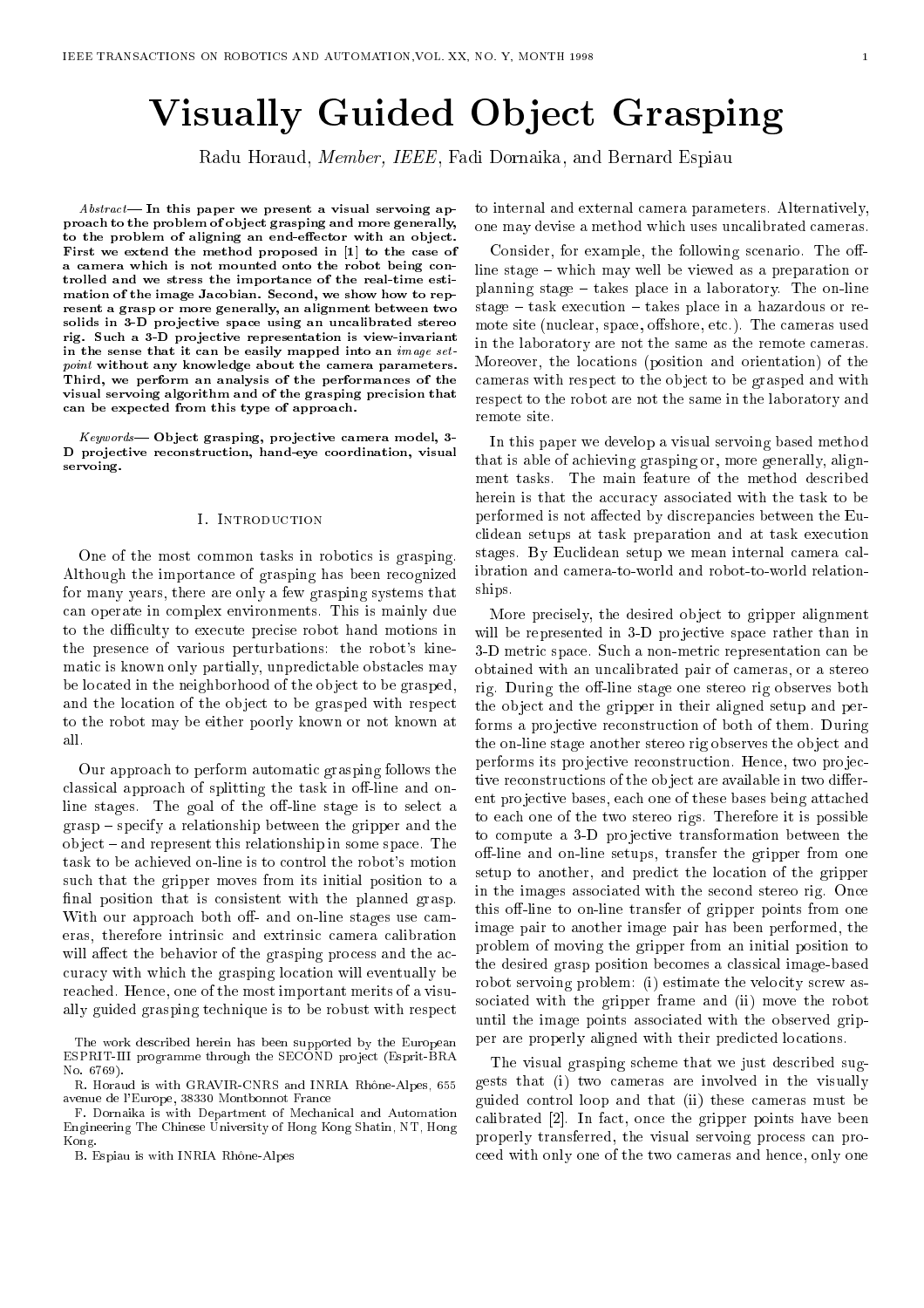# Visually Guided Object Grasping

Radu Horaud, *Member, IEEE*, Fadi Dornaika, and Bernard Espiau

***Abstract*— In this paper we present a visual servoing approach to the problem of object grasping and more generally, to the problem of aligning an end-effector with an object. First we extend the method proposed in [1] to the case of a camera which is not mounted onto the robot being controlled and we stress the importance of the real-time estimation of the image Jacobian. Second, we show how to represent a grasp or more generally, an alignment between two solids in 3-D projective space using an uncalibrated stereo rig. Such a 3-D projective representation is view-invariant in the sense that it can be easily mapped into an *image set-point* without any knowledge about the camera parameters. Third, we perform an analysis of the performances of the visual servoing algorithm and of the grasping precision that can be expected from this type of approach.**

***Keywords*— Object grasping, projective camera model, 3-D projective reconstruction, hand-eye coordination, visual servoing.**

## I. Introduction

One of the most common tasks in robotics is grasping. Although the importance of grasping has been recognized for many years, there are only a few grasping systems that can operate in complex environments. This is mainly due to the difficulty to execute precise robot hand motions in the presence of various perturbations: the robot's kinematic is known only partially, unpredictable obstacles may be located in the neighborhood of the object to be grasped, and the location of the object to be grasped with respect to the robot may be either poorly known or not known at all.

Our approach to perform automatic grasping follows the classical approach of splitting the task in off-line and on-line stages. The goal of the off-line stage is to select a grasp – specify a relationship between the gripper and the object – and represent this relationship in some space. The task to be achieved on-line is to control the robot's motion such that the gripper moves from its initial position to a final position that is consistent with the planned grasp. With our approach both off- and on-line stages use cameras, therefore intrinsic and extrinsic camera calibration will affect the behavior of the grasping process and the accuracy with which the grasping location will eventually be reached. Hence, one of the most important merits of a visually guided grasping technique is to be robust with respect to internal and external camera parameters. Alternatively, one may devise a method which uses uncalibrated cameras.

Consider, for example, the following scenario. The off-line stage – which may well be viewed as a preparation or planning stage – takes place in a laboratory. The on-line stage – task execution – takes place in a hazardous or remote site (nuclear, space, offshore, etc.). The cameras used in the laboratory are not the same as the remote cameras. Moreover, the locations (position and orientation) of the cameras with respect to the object to be grasped and with respect to the robot are not the same in the laboratory and remote site.

In this paper we develop a visual servoing based method that is able of achieving grasping or, more generally, alignment tasks. The main feature of the method described herein is that the accuracy associated with the task to be performed is not affected by discrepancies between the Euclidean setups at task preparation and at task execution stages. By Euclidean setup we mean internal camera calibration and camera-to-world and robot-to-world relationships.

More precisely, the desired object to gripper alignment will be represented in 3-D projective space rather than in 3-D metric space. Such a non-metric representation can be obtained with an uncalibrated pair of cameras, or a stereo rig. During the off-line stage one stereo rig observes both the object and the gripper in their aligned setup and performs a projective reconstruction of both of them. During the on-line stage another stereo rig observes the object and performs its projective reconstruction. Hence, two projective reconstructions of the object are available in two different projective bases, each one of these bases being attached to each one of the two stereo rigs. Therefore it is possible to compute a 3-D projective transformation between the off-line and on-line setups, transfer the gripper from one setup to another, and predict the location of the gripper in the images associated with the second stereo rig. Once this off-line to on-line transfer of gripper points from one image pair to another image pair has been performed, the problem of moving the gripper from an initial position to the desired grasp position becomes a classical image-based robot servoing problem: (i) estimate the velocity screw associated with the gripper frame and (ii) move the robot until the image points associated with the observed gripper are properly aligned with their predicted locations.

The visual grasping scheme that we just described suggests that (i) two cameras are involved in the visually guided control loop and that (ii) these cameras must be calibrated [2]. In fact, once the gripper points have been properly transferred, the visual servoing process can proceed with only one of the two cameras and hence, only one

The work described herein has been supported by the European ESPRIT-III programme through the SECOND project (Esprit-BRA No. 6769).

R. Horaud is with GRAVIR-CNRS and INRIA Rhône-Alpes, 655 avenue de l'Europe, 38330 Montbonnot France

F. Dornaika is with Department of Mechanical and Automation Engineering The Chinese University of Hong Kong Shatin, NT, Hong Kong.

B. Espiau is with INRIA Rhône-Alpes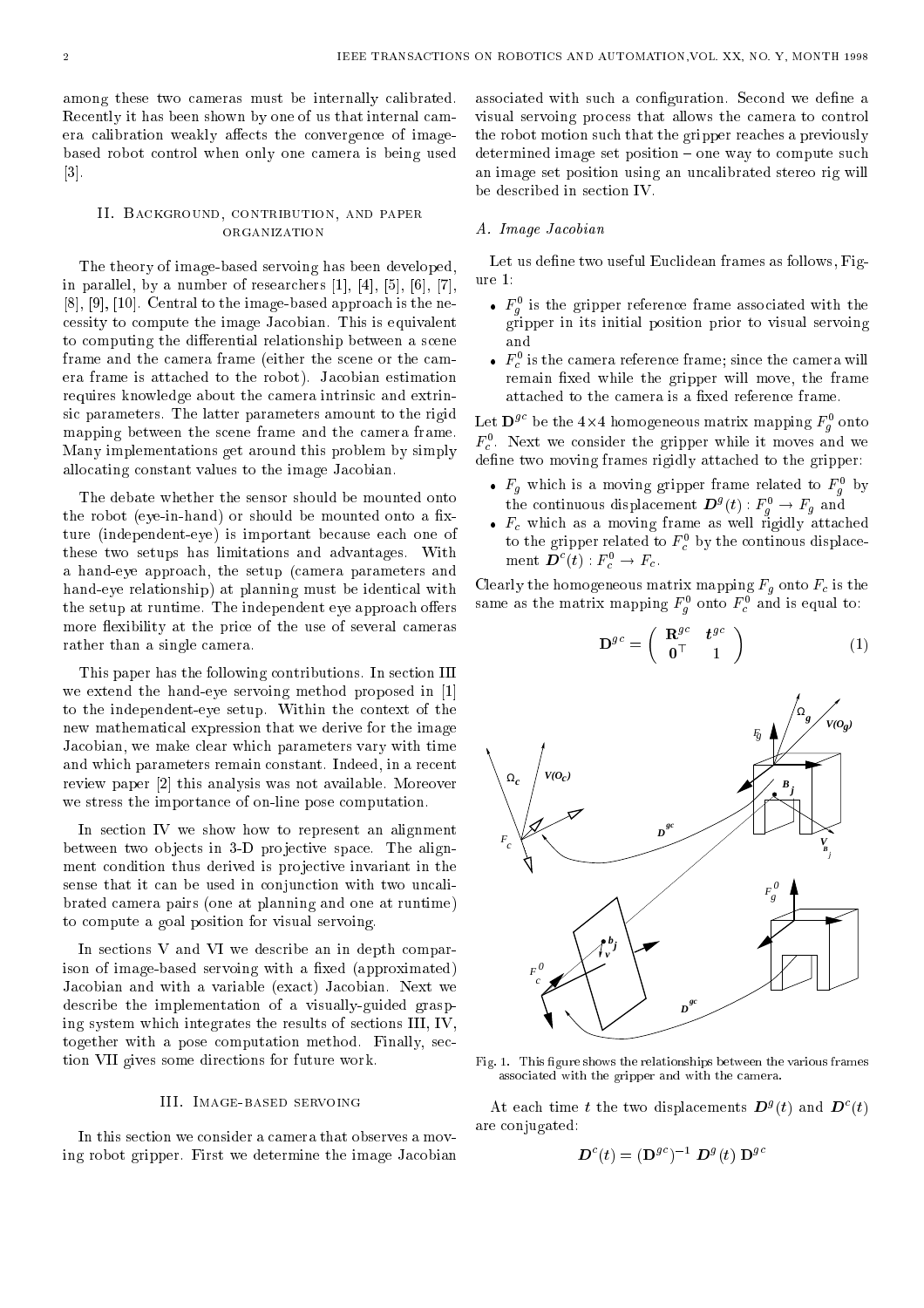among these two cameras must be internally calibrated. Recently it has been shown by one of us that internal camera calibration weakly affects the convergence of image-based robot control when only one camera is being used [3].

## II. Background, contribution, and paper organization

The theory of image-based servoing has been developed, in parallel, by a number of researchers [1], [4], [5], [6], [7], [8], [9], [10]. Central to the image-based approach is the necessity to compute the image Jacobian. This is equivalent to computing the differential relationship between a scene frame and the camera frame (either the scene or the camera frame is attached to the robot). Jacobian estimation requires knowledge about the camera intrinsic and extrinsic parameters. The latter parameters amount to the rigid mapping between the scene frame and the camera frame. Many implementations get around this problem by simply allocating constant values to the image Jacobian.

The debate whether the sensor should be mounted onto the robot (eye-in-hand) or should be mounted onto a fixture (independent-eye) is important because each one of these two setups has limitations and advantages. With a hand-eye approach, the setup (camera parameters and hand-eye relationship) at planning must be identical with the setup at runtime. The independent eye approach offers more flexibility at the price of the use of several cameras rather than a single camera.

This paper has the following contributions. In section III we extend the hand-eye servoing method proposed in [1] to the independent-eye setup. Within the context of the new mathematical expression that we derive for the image Jacobian, we make clear which parameters vary with time and which parameters remain constant. Indeed, in a recent review paper [2] this analysis was not available. Moreover we stress the importance of on-line pose computation.

In section IV we show how to represent an alignment between two objects in 3-D projective space. The alignment condition thus derived is projective invariant in the sense that it can be used in conjunction with two uncalibrated camera pairs (one at planning and one at runtime) to compute a goal position for visual servoing.

In sections V and VI we describe an in depth comparison of image-based servoing with a fixed (approximated) Jacobian and with a variable (exact) Jacobian. Next we describe the implementation of a visually-guided grasping system which integrates the results of sections III, IV, together with a pose computation method. Finally, section VII gives some directions for future work.

## III. Image-based servoing

In this section we consider a camera that observes a moving robot gripper. First we determine the image Jacobian associated with such a configuration. Second we define a visual servoing process that allows the camera to control the robot motion such that the gripper reaches a previously determined image set position – one way to compute such an image set position using an uncalibrated stereo rig will be described in section IV.

### A. Image Jacobian

Let us define two useful Euclidean frames as follows, Figure 1:

- $F_g^0$ is the gripper reference frame associated with the gripper in its initial position prior to visual servoing and
- $F_c^0$ is the camera reference frame; since the camera will remain fixed while the gripper will move, the frame attached to the camera is a fixed reference frame.

Let $\mathbf{D}^{gc}$ be the $4 \times 4$ homogeneous matrix mapping $F_g^0$ onto $F_c^0$. Next we consider the gripper while it moves and we define two moving frames rigidly attached to the gripper:

- $F_g$ which is a moving gripper frame related to $F_g^0$ by the continuous displacement $\boldsymbol{D}^g(t) : F_g^0 \rightarrow F_g$ and
- $F_c$ which as a moving frame as well rigidly attached to the gripper related to $F_c^0$ by the continous displacement $\boldsymbol{D}^c(t) : F_c^0 \rightarrow F_c$.

Clearly the homogeneous matrix mapping $F_g$ onto $F_c$ is the same as the matrix mapping $F_g^0$ onto $F_c^0$ and is equal to:

$$\mathbf{D}^{gc} = \begin{pmatrix} \mathbf{R}^{gc} & \boldsymbol{t}^{gc} \\ \mathbf{0}^\top & 1 \end{pmatrix} \tag{1}$$

Fig. 1. This figure shows the relationships between the various frames associated with the gripper and with the camera.

At each time $t$ the two displacements $\boldsymbol{D}^g(t)$ and $\boldsymbol{D}^c(t)$ are conjugated:

$$\boldsymbol{D}^c(t) = (\mathbf{D}^{gc})^{-1}\, \boldsymbol{D}^g(t)\, \mathbf{D}^{gc}$$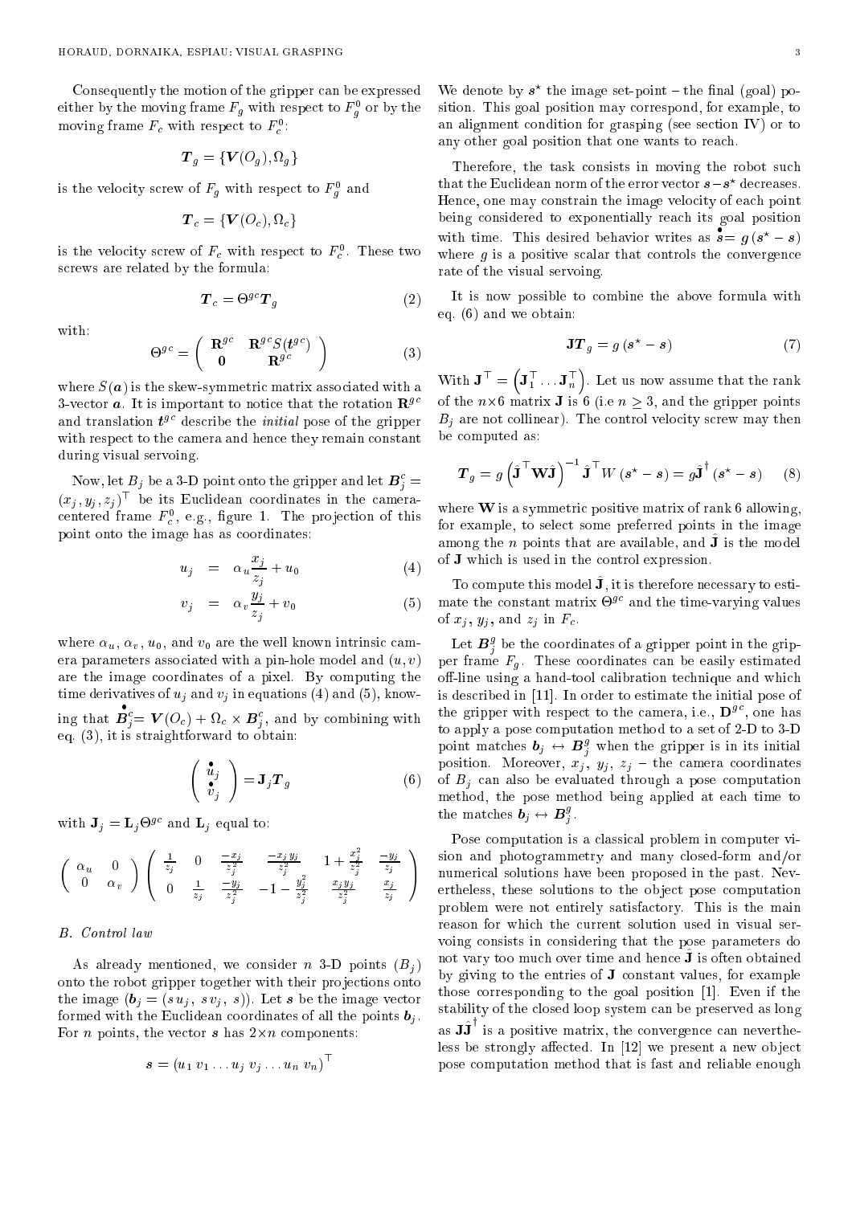Consequently the motion of the gripper can be expressed either by the moving frame $F_g$ with respect to $F_g^0$ or by the moving frame $F_c$ with respect to $F_c^0$:

$$\boldsymbol{T}_g = \{\boldsymbol{V}(O_g), \Omega_g\}$$

is the velocity screw of $F_g$ with respect to $F_g^0$ and

$$\boldsymbol{T}_c = \{\boldsymbol{V}(O_c), \Omega_c\}$$

is the velocity screw of $F_c$ with respect to $F_c^0$. These two screws are related by the formula:

$$\boldsymbol{T}_c = \Theta^{gc} \boldsymbol{T}_g \tag{2}$$

with:

$$\Theta^{gc} = \begin{pmatrix} \mathbf{R}^{gc} & \mathbf{R}^{gc} S(\boldsymbol{t}^{gc}) \\ \mathbf{0} & \mathbf{R}^{gc} \end{pmatrix} \tag{3}$$

where $S(\boldsymbol{a})$ is the skew-symmetric matrix associated with a 3-vector $\boldsymbol{a}$. It is important to notice that the rotation $\mathbf{R}^{gc}$ and translation $\boldsymbol{t}^{gc}$ describe the *initial* pose of the gripper with respect to the camera and hence they remain constant during visual servoing.

Now, let $B_j$ be a 3-D point onto the gripper and let $\boldsymbol{B}_j^c = (x_j, y_j, z_j)^\top$ be its Euclidean coordinates in the camera-centered frame $F_c^0$, e.g., figure 1. The projection of this point onto the image has as coordinates:

$$u_j = \alpha_u \frac{x_j}{z_j} + u_0 \tag{4}$$

$$v_j = \alpha_v \frac{y_j}{z_j} + v_0 \tag{5}$$

where $\alpha_u$, $\alpha_v$, $u_0$, and $v_0$ are the well known intrinsic camera parameters associated with a pin-hole model and $(u, v)$ are the image coordinates of a pixel. By computing the time derivatives of $u_j$ and $v_j$ in equations (4) and (5), knowing that $\dot{\boldsymbol{B}}_j^c = \boldsymbol{V}(O_c) + \Omega_c \times \boldsymbol{B}_j^c$, and by combining with eq. (3), it is straightforward to obtain:

$$\begin{pmatrix} \dot{u}_j \\ \dot{v}_j \end{pmatrix} = \mathbf{J}_j \boldsymbol{T}_g \tag{6}$$

with $\mathbf{J}_j = \mathbf{L}_j \Theta^{gc}$ and $\mathbf{L}_j$ equal to:

$$\begin{pmatrix} \alpha_u & 0 \\ 0 & \alpha_v \end{pmatrix} \begin{pmatrix} \frac{1}{z_j} & 0 & \frac{-x_j}{z_j^2} & \frac{-x_j y_j}{z_j^2} & 1 + \frac{x_j^2}{z_j^2} & \frac{-y_j}{z_j} \\ 0 & \frac{1}{z_j} & \frac{-y_j}{z_j^2} & -1 - \frac{y_j^2}{z_j^2} & \frac{x_j y_j}{z_j^2} & \frac{x_j}{z_j} \end{pmatrix}$$

### B. Control law

As already mentioned, we consider $n$ 3-D points $(B_j)$ onto the robot gripper together with their projections onto the image $(\boldsymbol{b}_j = (s u_j,\ s v_j,\ s))$. Let $\boldsymbol{s}$ be the image vector formed with the Euclidean coordinates of all the points $\boldsymbol{b}_j$. For $n$ points, the vector $\boldsymbol{s}$ has $2 \times n$ components:

$$\boldsymbol{s} = (u_1\, v_1 \ldots u_j\, v_j \ldots u_n\, v_n)^\top$$

We denote by $\boldsymbol{s}^\star$ the image set-point – the final (goal) position. This goal position may correspond, for example, to an alignment condition for grasping (see section IV) or to any other goal position that one wants to reach.

Therefore, the task consists in moving the robot such that the Euclidean norm of the error vector $\boldsymbol{s} - \boldsymbol{s}^\star$ decreases. Hence, one may constrain the image velocity of each point being considered to exponentially reach its goal position with time. This desired behavior writes as $\dot{\boldsymbol{s}} = g\,(\boldsymbol{s}^\star - \boldsymbol{s})$ where $g$ is a positive scalar that controls the convergence rate of the visual servoing.

It is now possible to combine the above formula with eq. (6) and we obtain:

$$\mathbf{J} \boldsymbol{T}_g = g\,(\boldsymbol{s}^\star - \boldsymbol{s}) \tag{7}$$

With $\mathbf{J}^\top = \left(\mathbf{J}_1^\top \ldots \mathbf{J}_n^\top\right)$. Let us now assume that the rank of the $n \times 6$ matrix $\mathbf{J}$ is 6 (i.e $n \geq 3$, and the gripper points $B_j$ are not collinear). The control velocity screw may then be computed as:

$$\boldsymbol{T}_g = g \left(\hat{\mathbf{J}}^\top \mathbf{W} \hat{\mathbf{J}}\right)^{-1} \hat{\mathbf{J}}^\top W\,(\boldsymbol{s}^\star - \boldsymbol{s}) = g \hat{\mathbf{J}}^\dagger\,(\boldsymbol{s}^\star - \boldsymbol{s}) \tag{8}$$

where $\mathbf{W}$ is a symmetric positive matrix of rank 6 allowing, for example, to select some preferred points in the image among the $n$ points that are available, and $\hat{\mathbf{J}}$ is the model of $\mathbf{J}$ which is used in the control expression.

To compute this model $\hat{\mathbf{J}}$, it is therefore necessary to estimate the constant matrix $\Theta^{gc}$ and the time-varying values of $x_j$, $y_j$, and $z_j$ in $F_c$.

Let $\boldsymbol{B}_j^g$ be the coordinates of a gripper point in the gripper frame $F_g$. These coordinates can be easily estimated off-line using a hand-tool calibration technique and which is described in [11]. In order to estimate the initial pose of the gripper with respect to the camera, i.e., $\mathbf{D}^{gc}$, one has to apply a pose computation method to a set of 2-D to 3-D point matches $\boldsymbol{b}_j \leftrightarrow \boldsymbol{B}_j^g$ when the gripper is in its initial position. Moreover, $x_j$, $y_j$, $z_j$ – the camera coordinates of $B_j$ can also be evaluated through a pose computation method, the pose method being applied at each time to the matches $\boldsymbol{b}_j \leftrightarrow \boldsymbol{B}_j^g$.

Pose computation is a classical problem in computer vision and photogrammetry and many closed-form and/or numerical solutions have been proposed in the past. Nevertheless, these solutions to the object pose computation problem were not entirely satisfactory. This is the main reason for which the current solution used in visual servoing consists in considering that the pose parameters do not vary too much over time and hence $\hat{\mathbf{J}}$ is often obtained by giving to the entries of $\mathbf{J}$ constant values, for example those corresponding to the goal position [1]. Even if the stability of the closed loop system can be preserved as long as $\mathbf{J}\hat{\mathbf{J}}^\dagger$ is a positive matrix, the convergence can nevertheless be strongly affected. In [12] we present a new object pose computation method that is fast and reliable enough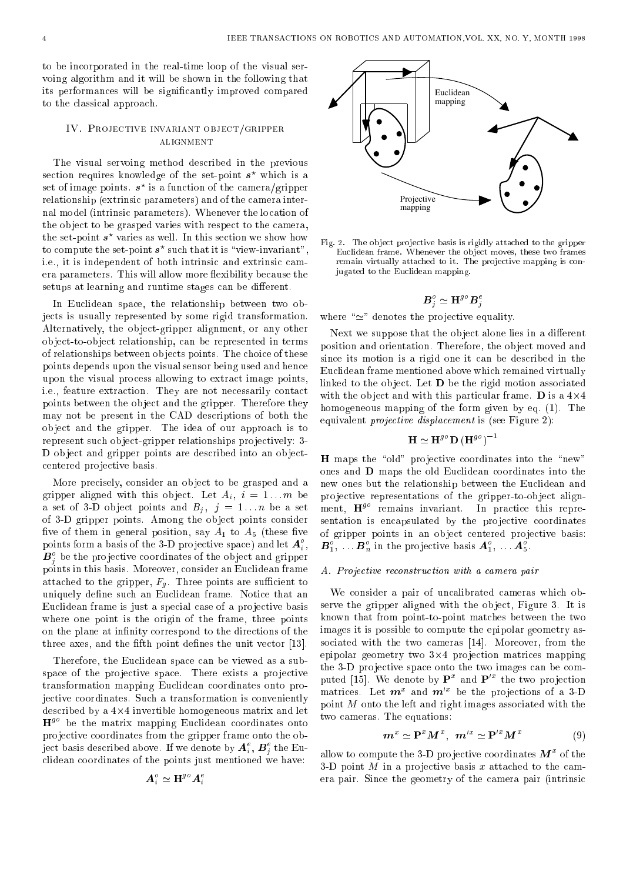to be incorporated in the real-time loop of the visual servoing algorithm and it will be shown in the following that its performances will be significantly improved compared to the classical approach.

## IV. Projective invariant object/gripper alignment

The visual servoing method described in the previous section requires knowledge of the set-point $s^\star$ which is a set of image points. $s^\star$ is a function of the camera/gripper relationship (extrinsic parameters) and of the camera internal model (intrinsic parameters). Whenever the location of the object to be grasped varies with respect to the camera, the set-point $s^\star$ varies as well. In this section we show how to compute the set-point $s^\star$ such that it is "view-invariant", i.e., it is independent of both intrinsic and extrinsic camera parameters. This will allow more flexibility because the setups at learning and runtime stages can be different.

In Euclidean space, the relationship between two objects is usually represented by some rigid transformation. Alternatively, the object-gripper alignment, or any other object-to-object relationship, can be represented in terms of relationships between objects points. The choice of these points depends upon the visual sensor being used and hence upon the visual process allowing to extract image points, i.e., feature extraction. They are not necessarily contact points between the object and the gripper. Therefore they may not be present in the CAD descriptions of both the object and the gripper. The idea of our approach is to represent such object-gripper relationships projectively: 3-D object and gripper points are described into an object-centered projective basis.

More precisely, consider an object to be grasped and a gripper aligned with this object. Let $A_i$, $i = 1 \ldots m$ be a set of 3-D object points and $B_j$, $j = 1 \ldots n$ be a set of 3-D gripper points. Among the object points consider five of them in general position, say $A_1$ to $A_5$ (these five points form a basis of the 3-D projective space) and let $\boldsymbol{A}_i^o$, $\boldsymbol{B}_j^o$ be the projective coordinates of the object and gripper points in this basis. Moreover, consider an Euclidean frame attached to the gripper, $F_g$. Three points are sufficient to uniquely define such an Euclidean frame. Notice that an Euclidean frame is just a special case of a projective basis where one point is the origin of the frame, three points on the plane at infinity correspond to the directions of the three axes, and the fifth point defines the unit vector [13].

Therefore, the Euclidean space can be viewed as a subspace of the projective space. There exists a projective transformation mapping Euclidean coordinates onto projective coordinates. Such a transformation is conveniently described by a 4×4 invertible homogeneous matrix and let $\mathbf{H}^{go}$ be the matrix mapping Euclidean coordinates onto projective coordinates from the gripper frame onto the object basis described above. If we denote by $\boldsymbol{A}_i^e$, $\boldsymbol{B}_j^e$ the Euclidean coordinates of the points just mentioned we have:

$$\boldsymbol{A}_i^o \simeq \mathbf{H}^{go} \boldsymbol{A}_i^e$$

Fig. 2. The object projective basis is rigidly attached to the gripper Euclidean frame. Whenever the object moves, these two frames remain virtually attached to it. The projective mapping is conjugated to the Euclidean mapping.

$$\boldsymbol{B}_j^o \simeq \mathbf{H}^{go} \boldsymbol{B}_j^e$$

where "$\simeq$" denotes the projective equality.

Next we suppose that the object alone lies in a different position and orientation. Therefore, the object moved and since its motion is a rigid one it can be described in the Euclidean frame mentioned above which remained virtually linked to the object. Let $\mathbf{D}$ be the rigid motion associated with the object and with this particular frame. $\mathbf{D}$ is a 4×4 homogeneous mapping of the form given by eq. (1). The equivalent *projective displacement* is (see Figure 2):

$$\mathbf{H} \simeq \mathbf{H}^{go} \mathbf{D} \left(\mathbf{H}^{go}\right)^{-1}$$

$\mathbf{H}$ maps the "old" projective coordinates into the "new" ones and $\mathbf{D}$ maps the old Euclidean coordinates into the new ones but the relationship between the Euclidean and projective representations of the gripper-to-object alignment, $\mathbf{H}^{go}$ remains invariant. In practice this representation is encapsulated by the projective coordinates of gripper points in an object centered projective basis: $\boldsymbol{B}_1^o, \ldots \boldsymbol{B}_n^o$ in the projective basis $\boldsymbol{A}_1^o, \ldots \boldsymbol{A}_5^o$.

### A. Projective reconstruction with a camera pair

We consider a pair of uncalibrated cameras which observe the gripper aligned with the object, Figure 3. It is known that from point-to-point matches between the two images it is possible to compute the epipolar geometry associated with the two cameras [14]. Moreover, from the epipolar geometry two 3×4 projection matrices mapping the 3-D projective space onto the two images can be computed [15]. We denote by $\mathbf{P}^x$ and $\mathbf{P}'^x$ the two projection matrices. Let $\boldsymbol{m}^x$ and $\boldsymbol{m}'^x$ be the projections of a 3-D point $M$ onto the left and right images associated with the two cameras. The equations:

$$\boldsymbol{m}^x \simeq \mathbf{P}^x \boldsymbol{M}^x, \;\; \boldsymbol{m}'^x \simeq \mathbf{P}'^x \boldsymbol{M}^x \qquad (9)$$

allow to compute the 3-D projective coordinates $\boldsymbol{M}^x$ of the 3-D point $M$ in a projective basis $x$ attached to the camera pair. Since the geometry of the camera pair (intrinsic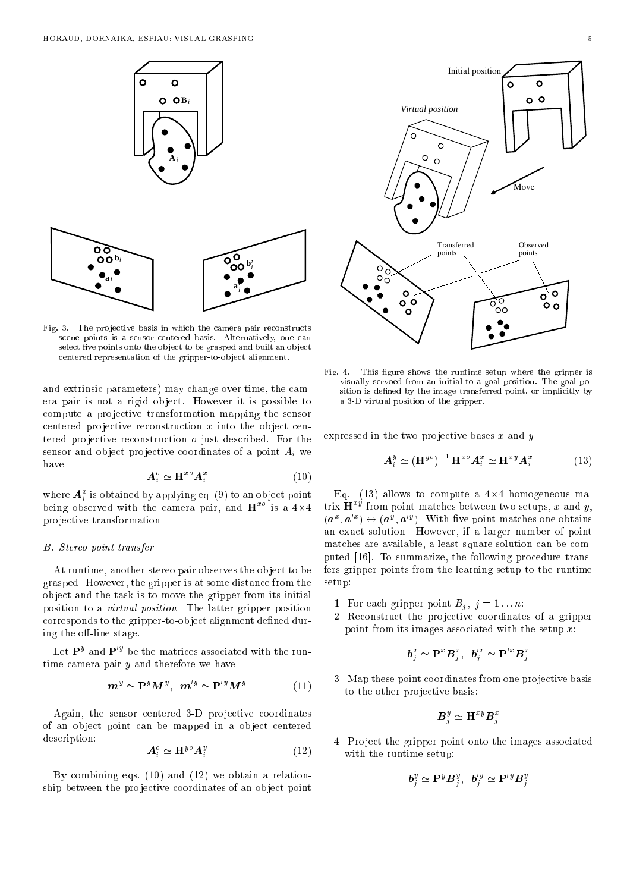Fig. 3. The projective basis in which the camera pair reconstructs scene points is a sensor centered basis. Alternatively, one can select five points onto the object to be grasped and built an object centered representation of the gripper-to-object alignment.

and extrinsic parameters) may change over time, the camera pair is not a rigid object. However it is possible to compute a projective transformation mapping the sensor centered projective reconstruction $x$ into the object centered projective reconstruction $o$ just described. For the sensor and object projective coordinates of a point $A_i$ we have:

$$\boldsymbol{A}_i^o \simeq \mathbf{H}^{xo} \boldsymbol{A}_i^x \tag{10}$$

where $\boldsymbol{A}_i^x$ is obtained by applying eq. (9) to an object point being observed with the camera pair, and $\mathbf{H}^{xo}$ is a 4×4 projective transformation.

### B. Stereo point transfer

At runtime, another stereo pair observes the object to be grasped. However, the gripper is at some distance from the object and the task is to move the gripper from its initial position to a *virtual position*. The latter gripper position corresponds to the gripper-to-object alignment defined during the off-line stage.

Let $\mathbf{P}^y$ and $\mathbf{P}'^y$ be the matrices associated with the runtime camera pair $y$ and therefore we have:

$$\boldsymbol{m}^y \simeq \mathbf{P}^y \boldsymbol{M}^y, \;\; \boldsymbol{m}'^y \simeq \mathbf{P}'^y \boldsymbol{M}^y \tag{11}$$

Again, the sensor centered 3-D projective coordinates of an object point can be mapped in a object centered description:

$$\boldsymbol{A}_i^o \simeq \mathbf{H}^{yo} \boldsymbol{A}_i^y \tag{12}$$

By combining eqs. (10) and (12) we obtain a relationship between the projective coordinates of an object point

Fig. 4. This figure shows the runtime setup where the gripper is visually servoed from an initial to a goal position. The goal position is defined by the image transferred point, or implicitly by a 3-D virtual position of the gripper.

expressed in the two projective bases $x$ and $y$:

$$\boldsymbol{A}_i^y \simeq (\mathbf{H}^{yo})^{-1} \mathbf{H}^{xo} \boldsymbol{A}_i^x \simeq \mathbf{H}^{xy} \boldsymbol{A}_i^x \tag{13}$$

Eq. (13) allows to compute a 4×4 homogeneous matrix $\mathbf{H}^{xy}$ from point matches between two setups, $x$ and $y$, $(\boldsymbol{a}^x, \boldsymbol{a}'^x) \leftrightarrow (\boldsymbol{a}^y, \boldsymbol{a}'^y)$. With five point matches one obtains an exact solution. However, if a larger number of point matches are available, a least-square solution can be computed [16]. To summarize, the following procedure transfers gripper points from the learning setup to the runtime setup:

1. For each gripper point $B_j$, $j = 1 \ldots n$:
2. Reconstruct the projective coordinates of a gripper point from its images associated with the setup $x$:
$$\boldsymbol{b}_j^x \simeq \mathbf{P}^x \boldsymbol{B}_j^x, \;\; \boldsymbol{b}_j'^x \simeq \mathbf{P}'^x \boldsymbol{B}_j^x$$
3. Map these point coordinates from one projective basis to the other projective basis:
$$\boldsymbol{B}_j^y \simeq \mathbf{H}^{xy} \boldsymbol{B}_j^x$$
4. Project the gripper point onto the images associated with the runtime setup:
$$\boldsymbol{b}_j^y \simeq \mathbf{P}^y \boldsymbol{B}_j^y, \;\; \boldsymbol{b}_j'^y \simeq \mathbf{P}'^y \boldsymbol{B}_j^y$$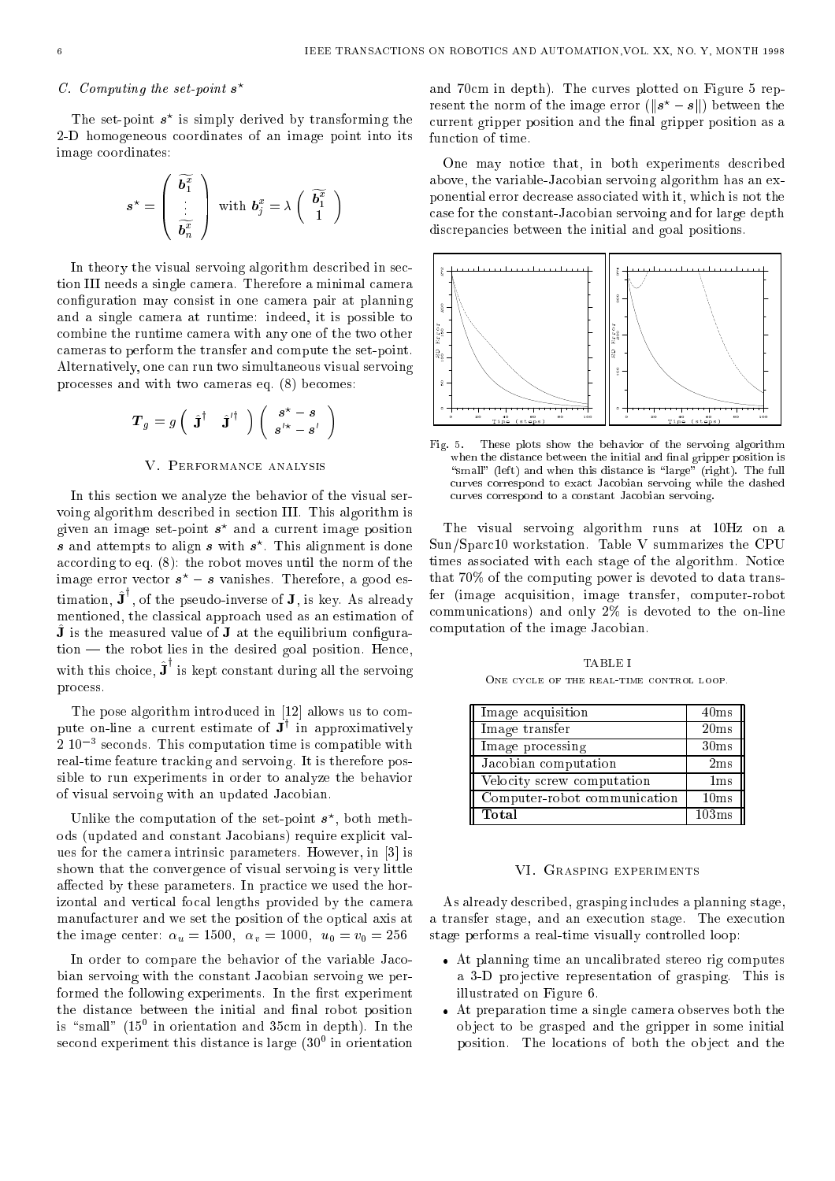### C. Computing the set-point $s^\star$

The set-point $s^\star$ is simply derived by transforming the 2-D homogeneous coordinates of an image point into its image coordinates:

$$s^\star = \begin{pmatrix} \widetilde{b_1^x} \\ \vdots \\ \widetilde{b_n^x} \end{pmatrix} \text{ with } b_j^x = \lambda \begin{pmatrix} \widetilde{b_1^x} \\ 1 \end{pmatrix}$$

In theory the visual servoing algorithm described in section III needs a single camera. Therefore a minimal camera configuration may consist in one camera pair at planning and a single camera at runtime: indeed, it is possible to combine the runtime camera with any one of the two other cameras to perform the transfer and compute the set-point. Alternatively, one can run two simultaneous visual servoing processes and with two cameras eq. (8) becomes:

$$T_g = g \begin{pmatrix} \hat{\mathbf{J}}^\dagger & \hat{\mathbf{J}}'^\dagger \end{pmatrix} \begin{pmatrix} s^\star - s \\ s'^\star - s' \end{pmatrix}$$

## V. Performance analysis

In this section we analyze the behavior of the visual servoing algorithm described in section III. This algorithm is given an image set-point $s^\star$ and a current image position $s$ and attempts to align $s$ with $s^\star$. This alignment is done according to eq. (8): the robot moves until the norm of the image error vector $s^\star - s$ vanishes. Therefore, a good estimation, $\hat{\mathbf{J}}^\dagger$, of the pseudo-inverse of $\mathbf{J}$, is key. As already mentioned, the classical approach used as an estimation of $\hat{\mathbf{J}}$ is the measured value of $\mathbf{J}$ at the equilibrium configuration — the robot lies in the desired goal position. Hence, with this choice, $\hat{\mathbf{J}}^\dagger$ is kept constant during all the servoing process.

The pose algorithm introduced in [12] allows us to compute on-line a current estimate of $\mathbf{J}^\dagger$ in approximatively $2\ 10^{-3}$ seconds. This computation time is compatible with real-time feature tracking and servoing. It is therefore possible to run experiments in order to analyze the behavior of visual servoing with an updated Jacobian.

Unlike the computation of the set-point $s^\star$, both methods (updated and constant Jacobians) require explicit values for the camera intrinsic parameters. However, in [3] is shown that the convergence of visual servoing is very little affected by these parameters. In practice we used the horizontal and vertical focal lengths provided by the camera manufacturer and we set the position of the optical axis at the image center: $\alpha_u = 1500$, $\alpha_v = 1000$, $u_0 = v_0 = 256$

In order to compare the behavior of the variable Jacobian servoing with the constant Jacobian servoing we performed the following experiments. In the first experiment the distance between the initial and final robot position is "small" ($15^0$ in orientation and 35cm in depth). In the second experiment this distance is large ($30^0$ in orientation and 70cm in depth). The curves plotted on Figure 5 represent the norm of the image error ($\|s^\star - s\|$) between the current gripper position and the final gripper position as a function of time.

One may notice that, in both experiments described above, the variable-Jacobian servoing algorithm has an exponential error decrease associated with it, which is not the case for the constant-Jacobian servoing and for large depth discrepancies between the initial and goal positions.

Fig. 5. These plots show the behavior of the servoing algorithm when the distance between the initial and final gripper position is "small" (left) and when this distance is "large" (right). The full curves correspond to exact Jacobian servoing while the dashed curves correspond to a constant Jacobian servoing.

The visual servoing algorithm runs at 10Hz on a Sun/Sparc10 workstation. Table V summarizes the CPU times associated with each stage of the algorithm. Notice that 70% of the computing power is devoted to data transfer (image acquisition, image transfer, computer-robot communications) and only 2% is devoted to the on-line computation of the image Jacobian.

TABLE I
One cycle of the real-time control loop.

| | |
|---|---|
| Image acquisition | 40ms |
| Image transfer | 20ms |
| Image processing | 30ms |
| Jacobian computation | 2ms |
| Velocity screw computation | 1ms |
| Computer-robot communication | 10ms |
| **Total** | 103ms |

## VI. Grasping experiments

As already described, grasping includes a planning stage, a transfer stage, and an execution stage. The execution stage performs a real-time visually controlled loop:

- At planning time an uncalibrated stereo rig computes a 3-D projective representation of grasping. This is illustrated on Figure 6.
- At preparation time a single camera observes both the object to be grasped and the gripper in some initial position. The locations of both the object and the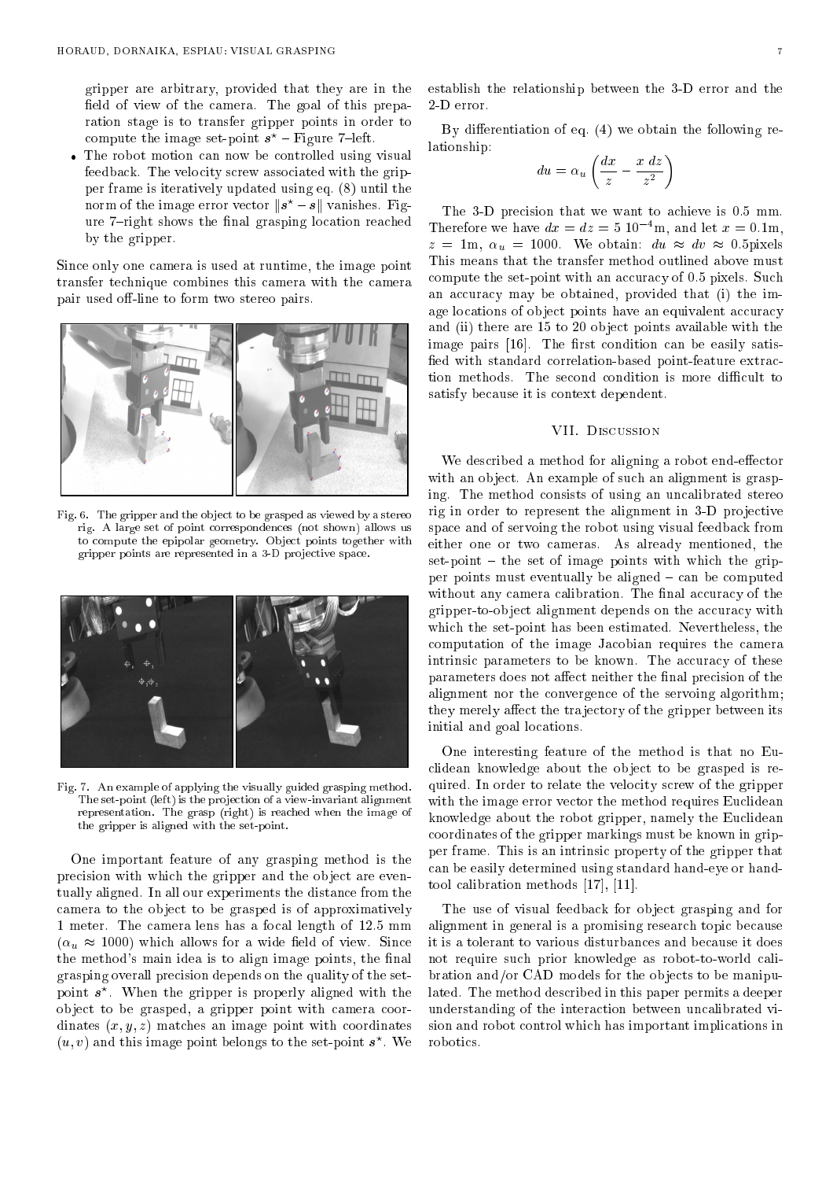gripper are arbitrary, provided that they are in the field of view of the camera. The goal of this preparation stage is to transfer gripper points in order to compute the image set-point $s^\star$ – Figure 7–left.

- The robot motion can now be controlled using visual feedback. The velocity screw associated with the gripper frame is iteratively updated using eq. (8) until the norm of the image error vector $\|s^\star - s\|$ vanishes. Figure 7–right shows the final grasping location reached by the gripper.

Since only one camera is used at runtime, the image point transfer technique combines this camera with the camera pair used off-line to form two stereo pairs.

Fig. 6. The gripper and the object to be grasped as viewed by a stereo rig. A large set of point correspondences (not shown) allows us to compute the epipolar geometry. Object points together with gripper points are represented in a 3-D projective space.

Fig. 7. An example of applying the visually guided grasping method. The set-point (left) is the projection of a view-invariant alignment representation. The grasp (right) is reached when the image of the gripper is aligned with the set-point.

One important feature of any grasping method is the precision with which the gripper and the object are eventually aligned. In all our experiments the distance from the camera to the object to be grasped is of approximately 1 meter. The camera lens has a focal length of 12.5 mm ($\alpha_u \approx 1000$) which allows for a wide field of view. Since the method's main idea is to align image points, the final grasping overall precision depends on the quality of the set-point $s^\star$. When the gripper is properly aligned with the object to be grasped, a gripper point with camera coordinates $(x, y, z)$ matches an image point with coordinates $(u, v)$ and this image point belongs to the set-point $s^\star$. We establish the relationship between the 3-D error and the 2-D error.

By differentiation of eq. (4) we obtain the following relationship:

$$du = \alpha_u \left( \frac{dx}{z} - \frac{x\, dz}{z^2} \right)$$

The 3-D precision that we want to achieve is 0.5 mm. Therefore we have $dx = dz = 5\ 10^{-4}$m, and let $x = 0.1$m, $z = 1$m, $\alpha_u = 1000$. We obtain: $du \approx dv \approx 0.5$pixels This means that the transfer method outlined above must compute the set-point with an accuracy of 0.5 pixels. Such an accuracy may be obtained, provided that (i) the image locations of object points have an equivalent accuracy and (ii) there are 15 to 20 object points available with the image pairs [16]. The first condition can be easily satisfied with standard correlation-based point-feature extraction methods. The second condition is more difficult to satisfy because it is context dependent.

## VII. Discussion

We described a method for aligning a robot end-effector with an object. An example of such an alignment is grasping. The method consists of using an uncalibrated stereo rig in order to represent the alignment in 3-D projective space and of servoing the robot using visual feedback from either one or two cameras. As already mentioned, the set-point – the set of image points with which the gripper points must eventually be aligned – can be computed without any camera calibration. The final accuracy of the gripper-to-object alignment depends on the accuracy with which the set-point has been estimated. Nevertheless, the computation of the image Jacobian requires the camera intrinsic parameters to be known. The accuracy of these parameters does not affect neither the final precision of the alignment nor the convergence of the servoing algorithm; they merely affect the trajectory of the gripper between its initial and goal locations.

One interesting feature of the method is that no Euclidean knowledge about the object to be grasped is required. In order to relate the velocity screw of the gripper with the image error vector the method requires Euclidean knowledge about the robot gripper, namely the Euclidean coordinates of the gripper markings must be known in gripper frame. This is an intrinsic property of the gripper that can be easily determined using standard hand-eye or hand-tool calibration methods [17], [11].

The use of visual feedback for object grasping and for alignment in general is a promising research topic because it is a tolerant to various disturbances and because it does not require such prior knowledge as robot-to-world calibration and/or CAD models for the objects to be manipulated. The method described in this paper permits a deeper understanding of the interaction between uncalibrated vision and robot control which has important implications in robotics.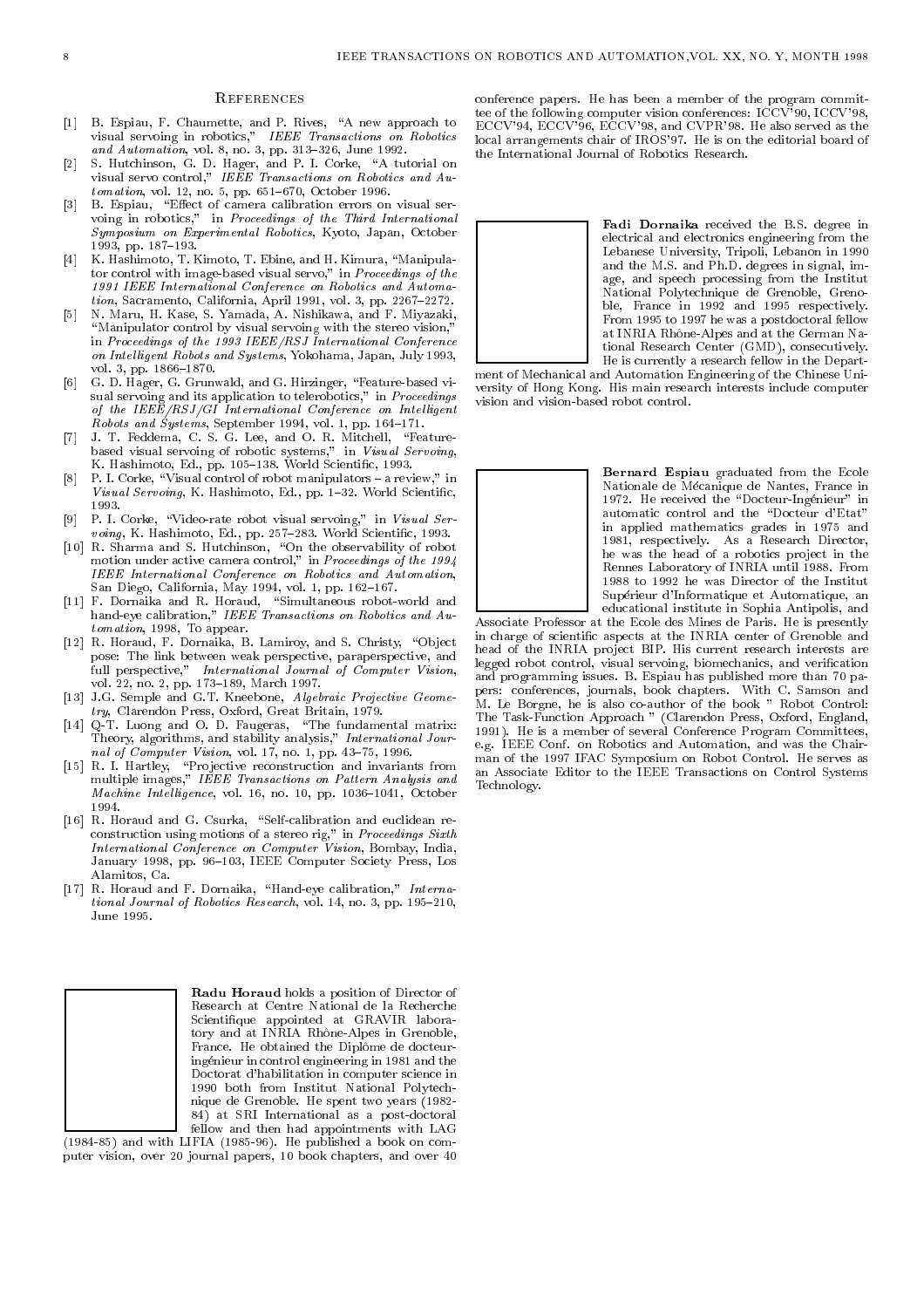## References

[1] B. Espiau, F. Chaumette, and P. Rives, "A new approach to visual servoing in robotics," *IEEE Transactions on Robotics and Automation*, vol. 8, no. 3, pp. 313–326, June 1992.

[2] S. Hutchinson, G. D. Hager, and P. I. Corke, "A tutorial on visual servo control," *IEEE Transactions on Robotics and Automation*, vol. 12, no. 5, pp. 651–670, October 1996.

[3] B. Espiau, "Effect of camera calibration errors on visual servoing in robotics," in *Proceedings of the Third International Symposium on Experimental Robotics*, Kyoto, Japan, October 1993, pp. 187–193.

[4] K. Hashimoto, T. Kimoto, T. Ebine, and H. Kimura, "Manipulator control with image-based visual servo," in *Proceedings of the 1991 IEEE International Conference on Robotics and Automation*, Sacramento, California, April 1991, vol. 3, pp. 2267–2272.

[5] N. Maru, H. Kase, S. Yamada, A. Nishikawa, and F. Miyazaki, "Manipulator control by visual servoing with the stereo vision," in *Proceedings of the 1993 IEEE/RSJ International Conference on Intelligent Robots and Systems*, Yokohama, Japan, July 1993, vol. 3, pp. 1866–1870.

[6] G. D. Hager, G. Grunwald, and G. Hirzinger, "Feature-based visual servoing and its application to telerobotics," in *Proceedings of the IEEE/RSJ/GI International Conference on Intelligent Robots and Systems*, September 1994, vol. 1, pp. 164–171.

[7] J. T. Feddema, C. S. G. Lee, and O. R. Mitchell, "Feature-based visual servoing of robotic systems," in *Visual Servoing*, K. Hashimoto, Ed., pp. 105–138. World Scientific, 1993.

[8] P. I. Corke, "Visual control of robot manipulators – a review," in *Visual Servoing*, K. Hashimoto, Ed., pp. 1–32. World Scientific, 1993.

[9] P. I. Corke, "Video-rate robot visual servoing," in *Visual Servoing*, K. Hashimoto, Ed., pp. 257–283. World Scientific, 1993.

[10] R. Sharma and S. Hutchinson, "On the observability of robot motion under active camera control," in *Proceedings of the 1994 IEEE International Conference on Robotics and Automation*, San Diego, California, May 1994, vol. 1, pp. 162–167.

[11] F. Dornaika and R. Horaud, "Simultaneous robot-world and hand-eye calibration," *IEEE Transactions on Robotics and Automation*, 1998, To appear.

[12] R. Horaud, F. Dornaika, B. Lamiroy, and S. Christy, "Object pose: The link between weak perspective, paraperspective, and full perspective," *International Journal of Computer Vision*, vol. 22, no. 2, pp. 173–189, March 1997.

[13] J.G. Semple and G.T. Kneebone, *Algebraic Projective Geometry*, Clarendon Press, Oxford, Great Britain, 1979.

[14] Q-T. Luong and O. D. Faugeras, "The fundamental matrix: Theory, algorithms, and stability analysis," *International Journal of Computer Vision*, vol. 17, no. 1, pp. 43–75, 1996.

[15] R. I. Hartley, "Projective reconstruction and invariants from multiple images," *IEEE Transactions on Pattern Analysis and Machine Intelligence*, vol. 16, no. 10, pp. 1036–1041, October 1994.

[16] R. Horaud and G. Csurka, "Self-calibration and euclidean reconstruction using motions of a stereo rig," in *Proceedings Sixth International Conference on Computer Vision*, Bombay, India, January 1998, pp. 96–103, IEEE Computer Society Press, Los Alamitos, Ca.

[17] R. Horaud and F. Dornaika, "Hand-eye calibration," *International Journal of Robotics Research*, vol. 14, no. 3, pp. 195–210, June 1995.

**Radu Horaud** holds a position of Director of Research at Centre National de la Recherche Scientifique appointed at GRAVIR laboratory and at INRIA Rhône-Alpes in Grenoble, France. He obtained the Diplôme de docteur-ingénieur in control engineering in 1981 and the Doctorat d'habilitation in computer science in 1990 both from Institut National Polytechnique de Grenoble. He spent two years (1982-84) at SRI International as a post-doctoral fellow and then had appointments with LAG (1984-85) and with LIFIA (1985-96). He published a book on computer vision, over 20 journal papers, 10 book chapters, and over 40 conference papers. He has been a member of the program committee of the following computer vision conferences: ICCV'90, ICCV'98, ECCV'94, ECCV'96, ECCV'98, and CVPR'98. He also served as the local arrangements chair of IROS'97. He is on the editorial board of the International Journal of Robotics Research.

**Fadi Dornaika** received the B.S. degree in electrical and electronics engineering from the Lebanese University, Tripoli, Lebanon in 1990 and the M.S. and Ph.D. degrees in signal, image, and speech processing from the Institut National Polytechnique de Grenoble, Grenoble, France in 1992 and 1995 respectively. From 1995 to 1997 he was a postdoctoral fellow at INRIA Rhône-Alpes and at the German National Research Center (GMD), consecutively. He is currently a research fellow in the Department of Mechanical and Automation Engineering of the Chinese University of Hong Kong. His main research interests include computer vision and vision-based robot control.

**Bernard Espiau** graduated from the Ecole Nationale de Mécanique de Nantes, France in 1972. He received the "Docteur-Ingénieur" in automatic control and the "Docteur d'Etat" in applied mathematics grades in 1975 and 1981, respectively. As a Research Director, he was the head of a robotics project in the Rennes Laboratory of INRIA until 1988. From 1988 to 1992 he was Director of the Institut Supérieur d'Informatique et Automatique, an educational institute in Sophia Antipolis, and Associate Professor at the Ecole des Mines de Paris. He is presently in charge of scientific aspects at the INRIA center of Grenoble and head of the INRIA project BIP. His current research interests are legged robot control, visual servoing, biomechanics, and verification and programming issues. B. Espiau has published more than 70 papers: conferences, journals, book chapters. With C. Samson and M. Le Borgne, he is also co-author of the book " Robot Control: The Task-Function Approach " (Clarendon Press, Oxford, England, 1991). He is a member of several Conference Program Committees, e.g. IEEE Conf. on Robotics and Automation, and was the Chairman of the 1997 IFAC Symposium on Robot Control. He serves as an Associate Editor to the IEEE Transactions on Control Systems Technology.